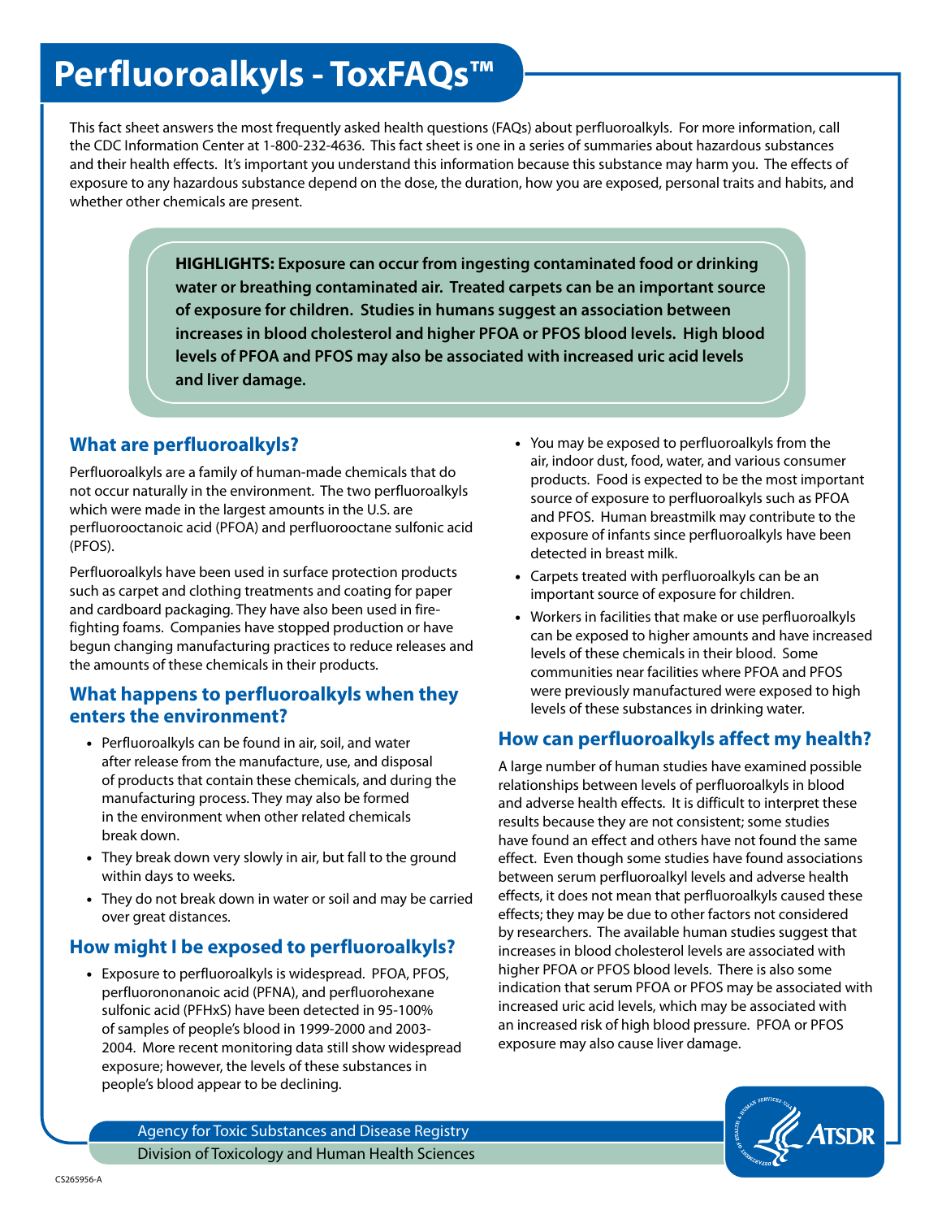# Perfluoroalkyls - ToxFAQs™

This fact sheet answers the most frequently asked health questions (FAQs) about perfluoroalkyls. For more information, call the CDC Information Center at 1-800-232-4636. This fact sheet is one in a series of summaries about hazardous substances and their health effects. It's important you understand this information because this substance may harm you. The effects of exposure to any hazardous substance depend on the dose, the duration, how you are exposed, personal traits and habits, and whether other chemicals are present.

**HIGHLIGHTS: Exposure can occur from ingesting contaminated food or drinking water or breathing contaminated air. Treated carpets can be an important source of exposure for children. Studies in humans suggest an association between increases in blood cholesterol and higher PFOA or PFOS blood levels. High blood levels of PFOA and PFOS may also be associated with increased uric acid levels and liver damage.**

## What are perfluoroalkyls?

Perfluoroalkyls are a family of human-made chemicals that do not occur naturally in the environment. The two perfluoroalkyls which were made in the largest amounts in the U.S. are perfluorooctanoic acid (PFOA) and perfluorooctane sulfonic acid (PFOS).

Perfluoroalkyls have been used in surface protection products such as carpet and clothing treatments and coating for paper and cardboard packaging. They have also been used in fire-fighting foams. Companies have stopped production or have begun changing manufacturing practices to reduce releases and the amounts of these chemicals in their products.

## What happens to perfluoroalkyls when they enters the environment?

- Perfluoroalkyls can be found in air, soil, and water after release from the manufacture, use, and disposal of products that contain these chemicals, and during the manufacturing process. They may also be formed in the environment when other related chemicals break down.
- They break down very slowly in air, but fall to the ground within days to weeks.
- They do not break down in water or soil and may be carried over great distances.

## How might I be exposed to perfluoroalkyls?

- Exposure to perfluoroalkyls is widespread. PFOA, PFOS, perfluorononanoic acid (PFNA), and perfluorohexane sulfonic acid (PFHxS) have been detected in 95-100% of samples of people's blood in 1999-2000 and 2003-2004. More recent monitoring data still show widespread exposure; however, the levels of these substances in people's blood appear to be declining.
- You may be exposed to perfluoroalkyls from the air, indoor dust, food, water, and various consumer products. Food is expected to be the most important source of exposure to perfluoroalkyls such as PFOA and PFOS. Human breastmilk may contribute to the exposure of infants since perfluoroalkyls have been detected in breast milk.
- Carpets treated with perfluoroalkyls can be an important source of exposure for children.
- Workers in facilities that make or use perfluoroalkyls can be exposed to higher amounts and have increased levels of these chemicals in their blood. Some communities near facilities where PFOA and PFOS were previously manufactured were exposed to high levels of these substances in drinking water.

## How can perfluoroalkyls affect my health?

A large number of human studies have examined possible relationships between levels of perfluoroalkyls in blood and adverse health effects. It is difficult to interpret these results because they are not consistent; some studies have found an effect and others have not found the same effect. Even though some studies have found associations between serum perfluoroalkyl levels and adverse health effects, it does not mean that perfluoroalkyls caused these effects; they may be due to other factors not considered by researchers. The available human studies suggest that increases in blood cholesterol levels are associated with higher PFOA or PFOS blood levels. There is also some indication that serum PFOA or PFOS may be associated with increased uric acid levels, which may be associated with an increased risk of high blood pressure. PFOA or PFOS exposure may also cause liver damage.

Agency for Toxic Substances and Disease Registry
Division of Toxicology and Human Health Sciences

CS265956-A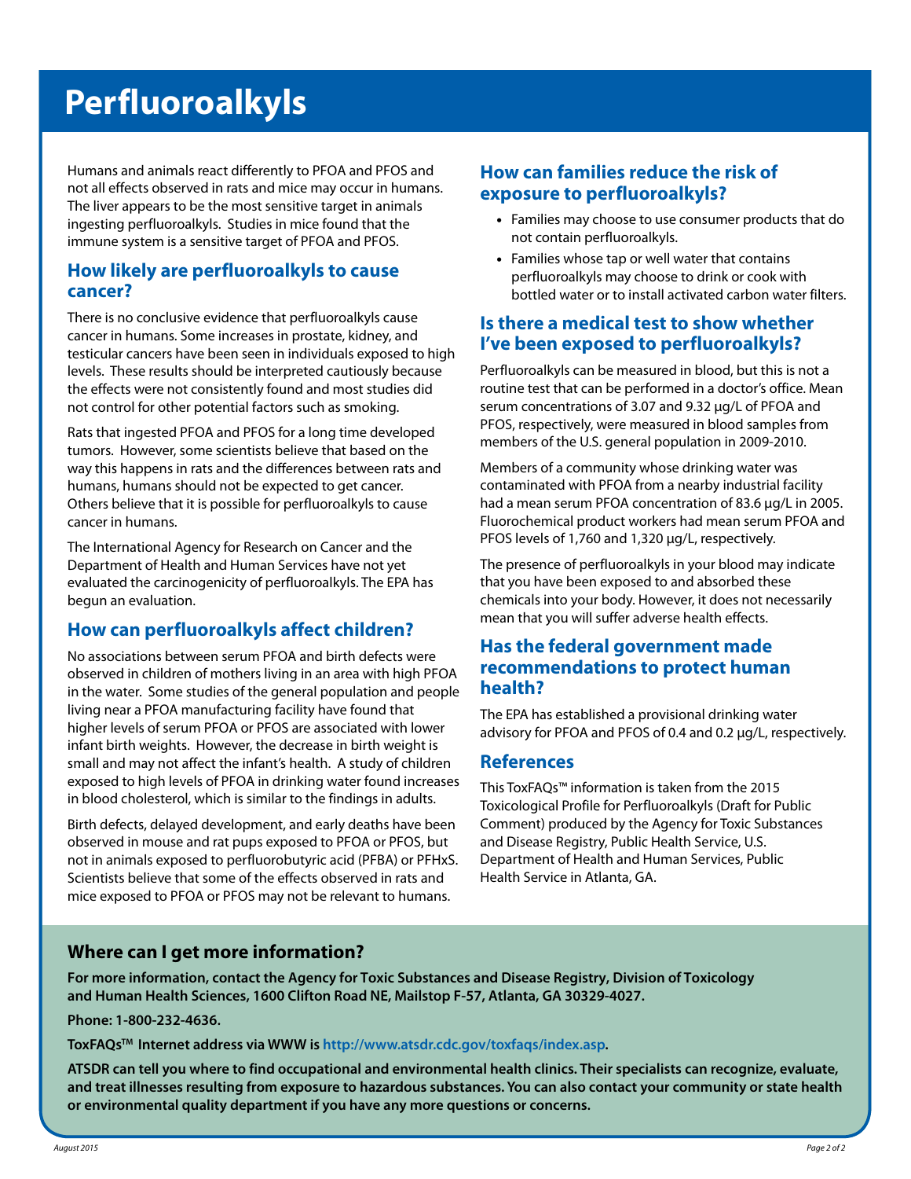# Perfluoroalkyls

Humans and animals react differently to PFOA and PFOS and not all effects observed in rats and mice may occur in humans. The liver appears to be the most sensitive target in animals ingesting perfluoroalkyls. Studies in mice found that the immune system is a sensitive target of PFOA and PFOS.

## How likely are perfluoroalkyls to cause cancer?

There is no conclusive evidence that perfluoroalkyls cause cancer in humans. Some increases in prostate, kidney, and testicular cancers have been seen in individuals exposed to high levels. These results should be interpreted cautiously because the effects were not consistently found and most studies did not control for other potential factors such as smoking.

Rats that ingested PFOA and PFOS for a long time developed tumors. However, some scientists believe that based on the way this happens in rats and the differences between rats and humans, humans should not be expected to get cancer. Others believe that it is possible for perfluoroalkyls to cause cancer in humans.

The International Agency for Research on Cancer and the Department of Health and Human Services have not yet evaluated the carcinogenicity of perfluoroalkyls. The EPA has begun an evaluation.

## How can perfluoroalkyls affect children?

No associations between serum PFOA and birth defects were observed in children of mothers living in an area with high PFOA in the water. Some studies of the general population and people living near a PFOA manufacturing facility have found that higher levels of serum PFOA or PFOS are associated with lower infant birth weights. However, the decrease in birth weight is small and may not affect the infant's health. A study of children exposed to high levels of PFOA in drinking water found increases in blood cholesterol, which is similar to the findings in adults.

Birth defects, delayed development, and early deaths have been observed in mouse and rat pups exposed to PFOA or PFOS, but not in animals exposed to perfluorobutyric acid (PFBA) or PFHxS. Scientists believe that some of the effects observed in rats and mice exposed to PFOA or PFOS may not be relevant to humans.

## How can families reduce the risk of exposure to perfluoroalkyls?

- Families may choose to use consumer products that do not contain perfluoroalkyls.
- Families whose tap or well water that contains perfluoroalkyls may choose to drink or cook with bottled water or to install activated carbon water filters.

## Is there a medical test to show whether I've been exposed to perfluoroalkyls?

Perfluoroalkyls can be measured in blood, but this is not a routine test that can be performed in a doctor's office. Mean serum concentrations of 3.07 and 9.32 μg/L of PFOA and PFOS, respectively, were measured in blood samples from members of the U.S. general population in 2009-2010.

Members of a community whose drinking water was contaminated with PFOA from a nearby industrial facility had a mean serum PFOA concentration of 83.6 μg/L in 2005. Fluorochemical product workers had mean serum PFOA and PFOS levels of 1,760 and 1,320 μg/L, respectively.

The presence of perfluoroalkyls in your blood may indicate that you have been exposed to and absorbed these chemicals into your body. However, it does not necessarily mean that you will suffer adverse health effects.

## Has the federal government made recommendations to protect human health?

The EPA has established a provisional drinking water advisory for PFOA and PFOS of 0.4 and 0.2 μg/L, respectively.

## References

This ToxFAQs™ information is taken from the 2015 Toxicological Profile for Perfluoroalkyls (Draft for Public Comment) produced by the Agency for Toxic Substances and Disease Registry, Public Health Service, U.S. Department of Health and Human Services, Public Health Service in Atlanta, GA.

## Where can I get more information?

**For more information, contact the Agency for Toxic Substances and Disease Registry, Division of Toxicology and Human Health Sciences, 1600 Clifton Road NE, Mailstop F-57, Atlanta, GA 30329-4027.**

**Phone: 1-800-232-4636.**

**ToxFAQs™ Internet address via WWW is http://www.atsdr.cdc.gov/toxfaqs/index.asp.**

**ATSDR can tell you where to find occupational and environmental health clinics. Their specialists can recognize, evaluate, and treat illnesses resulting from exposure to hazardous substances. You can also contact your community or state health or environmental quality department if you have any more questions or concerns.**

*August 2015*